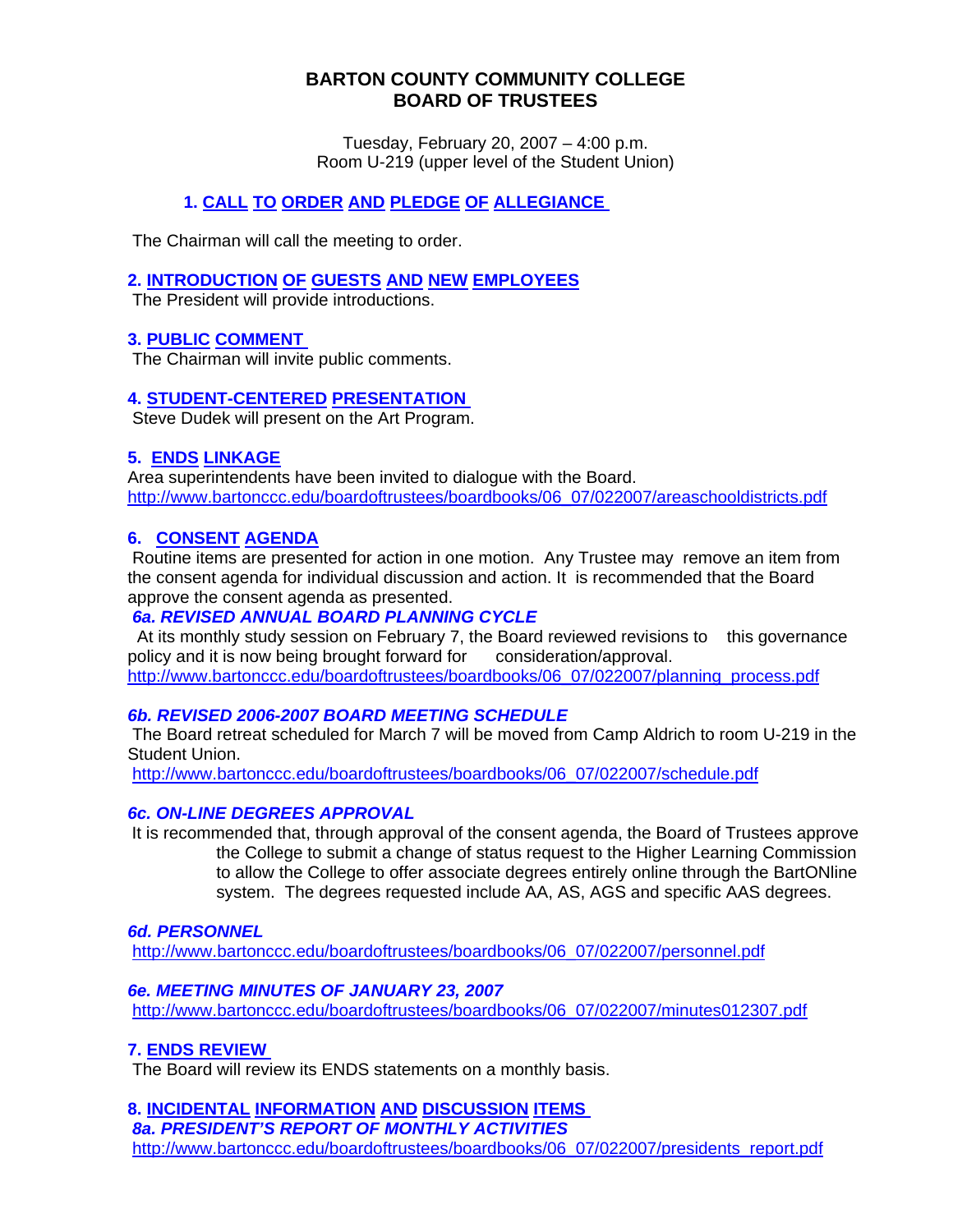# BARTON COUNTY COMMUNITY COLLEGE
# BOARD OF TRUSTEES

Tuesday, February 20, 2007 – 4:00 p.m.
Room U-219 (upper level of the Student Union)

## 1. CALL TO ORDER AND PLEDGE OF ALLEGIANCE

The Chairman will call the meeting to order.

## 2. INTRODUCTION OF GUESTS AND NEW EMPLOYEES

The President will provide introductions.

## 3. PUBLIC COMMENT

The Chairman will invite public comments.

## 4. STUDENT-CENTERED PRESENTATION

Steve Dudek will present on the Art Program.

## 5. ENDS LINKAGE

Area superintendents have been invited to dialogue with the Board.
http://www.bartonccc.edu/boardoftrustees/boardbooks/06_07/022007/areaschooldistricts.pdf

## 6. CONSENT AGENDA

Routine items are presented for action in one motion. Any Trustee may remove an item from the consent agenda for individual discussion and action. It is recommended that the Board approve the consent agenda as presented.

### *6a. REVISED ANNUAL BOARD PLANNING CYCLE*

At its monthly study session on February 7, the Board reviewed revisions to this governance policy and it is now being brought forward for consideration/approval.
http://www.bartonccc.edu/boardoftrustees/boardbooks/06_07/022007/planning_process.pdf

### *6b. REVISED 2006-2007 BOARD MEETING SCHEDULE*

The Board retreat scheduled for March 7 will be moved from Camp Aldrich to room U-219 in the Student Union.
http://www.bartonccc.edu/boardoftrustees/boardbooks/06_07/022007/schedule.pdf

### *6c. ON-LINE DEGREES APPROVAL*

It is recommended that, through approval of the consent agenda, the Board of Trustees approve the College to submit a change of status request to the Higher Learning Commission to allow the College to offer associate degrees entirely online through the BartONline system. The degrees requested include AA, AS, AGS and specific AAS degrees.

### *6d. PERSONNEL*

http://www.bartonccc.edu/boardoftrustees/boardbooks/06_07/022007/personnel.pdf

### *6e. MEETING MINUTES OF JANUARY 23, 2007*

http://www.bartonccc.edu/boardoftrustees/boardbooks/06_07/022007/minutes012307.pdf

## 7. ENDS REVIEW

The Board will review its ENDS statements on a monthly basis.

## 8. INCIDENTAL INFORMATION AND DISCUSSION ITEMS

### *8a. PRESIDENT'S REPORT OF MONTHLY ACTIVITIES*

http://www.bartonccc.edu/boardoftrustees/boardbooks/06_07/022007/presidents_report.pdf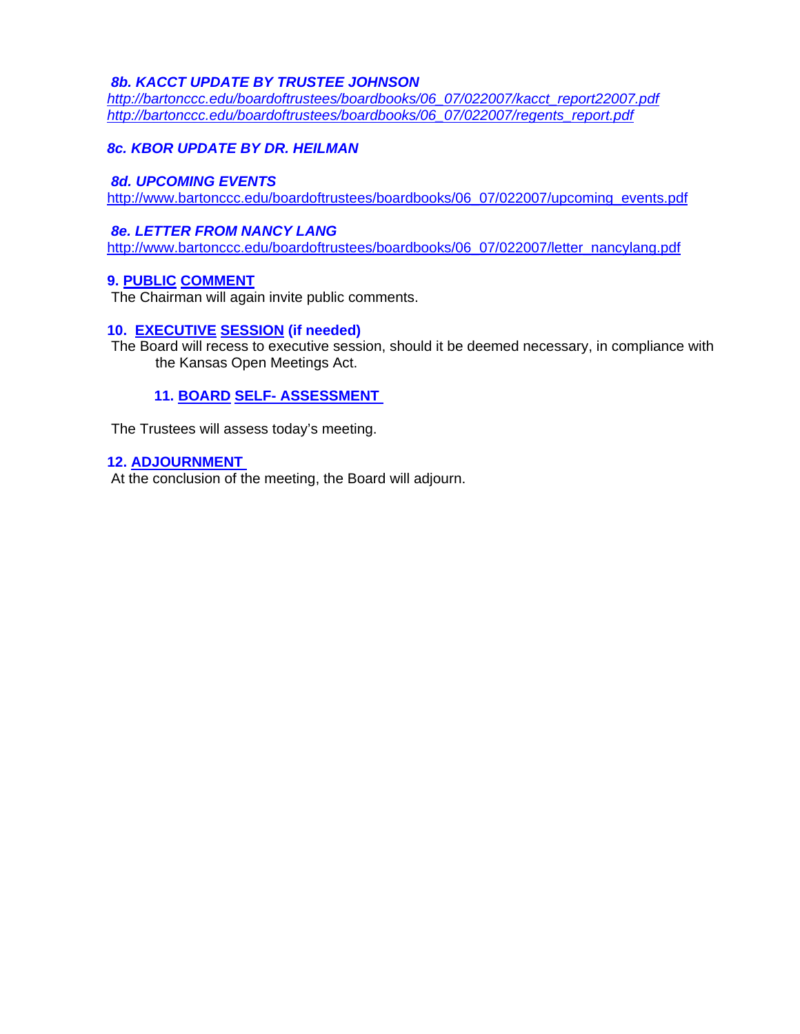***8b. KACCT UPDATE BY TRUSTEE JOHNSON***

*http://bartonccc.edu/boardoftrustees/boardbooks/06_07/022007/kacct_report22007.pdf*
*http://bartonccc.edu/boardoftrustees/boardbooks/06_07/022007/regents_report.pdf*

***8c. KBOR UPDATE BY DR. HEILMAN***

***8d. UPCOMING EVENTS***

http://www.bartonccc.edu/boardoftrustees/boardbooks/06_07/022007/upcoming_events.pdf

***8e. LETTER FROM NANCY LANG***

http://www.bartonccc.edu/boardoftrustees/boardbooks/06_07/022007/letter_nancylang.pdf

**9. PUBLIC COMMENT**

The Chairman will again invite public comments.

**10. EXECUTIVE SESSION (if needed)**

The Board will recess to executive session, should it be deemed necessary, in compliance with the Kansas Open Meetings Act.

**11. BOARD SELF- ASSESSMENT**

The Trustees will assess today's meeting.

**12. ADJOURNMENT**

At the conclusion of the meeting, the Board will adjourn.